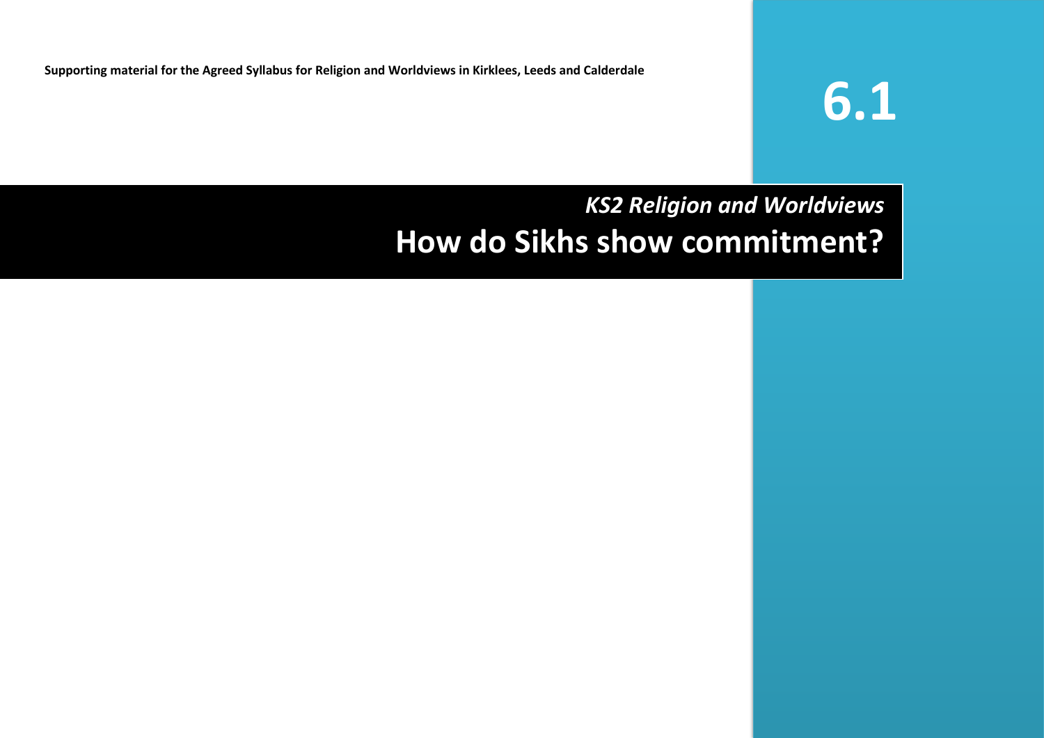Supporting material for the Agreed Syllabus for Religion and Worldviews in Kirklees, Leeds and Calderdale

# 6.1

*KS2 Religion and Worldviews*

# How do Sikhs show commitment?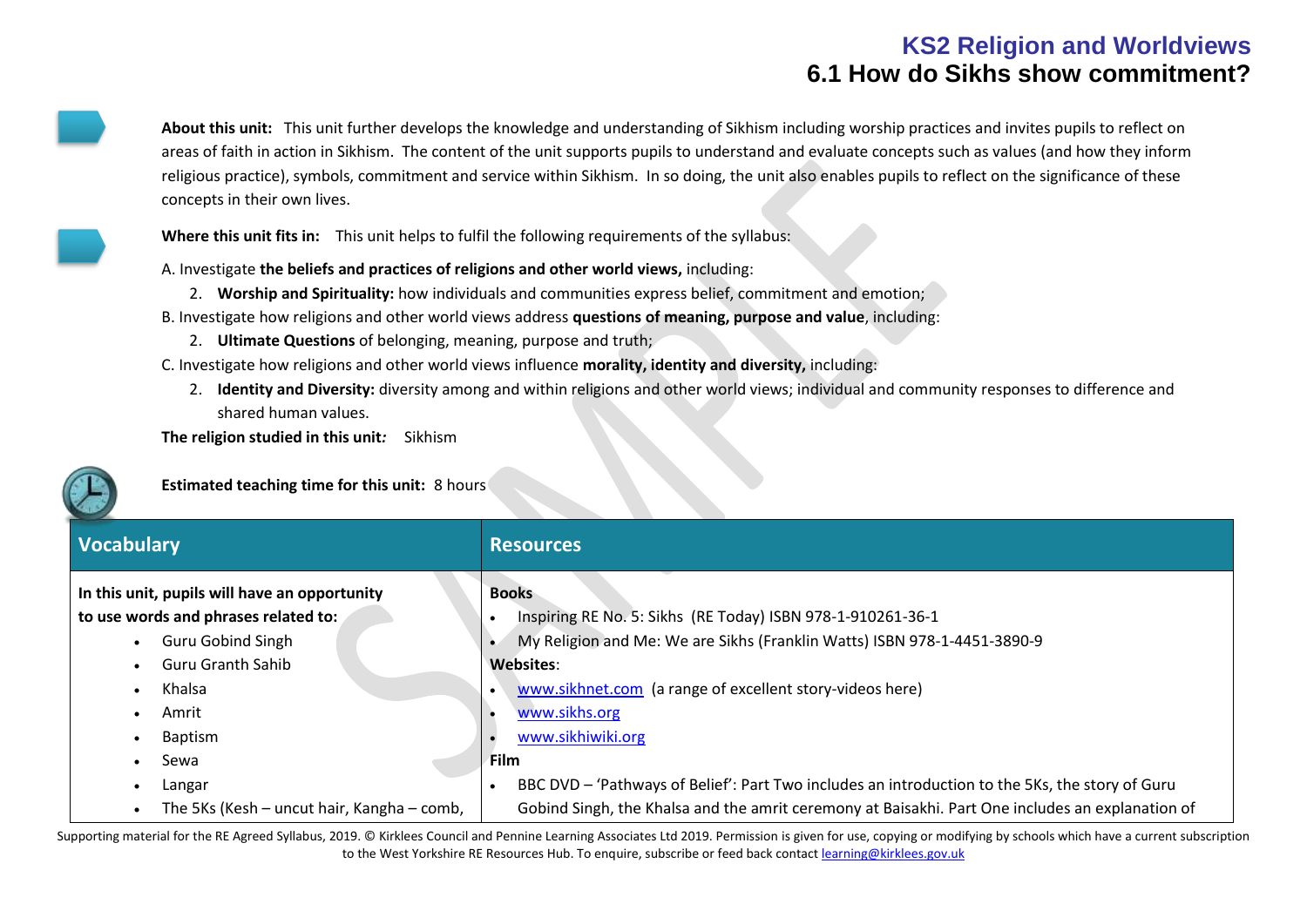# KS2 Religion and Worldviews
## 6.1 How do Sikhs show commitment?

**About this unit:** This unit further develops the knowledge and understanding of Sikhism including worship practices and invites pupils to reflect on areas of faith in action in Sikhism. The content of the unit supports pupils to understand and evaluate concepts such as values (and how they inform religious practice), symbols, commitment and service within Sikhism. In so doing, the unit also enables pupils to reflect on the significance of these concepts in their own lives.

**Where this unit fits in:** This unit helps to fulfil the following requirements of the syllabus:

A. Investigate **the beliefs and practices of religions and other world views,** including:

2. **Worship and Spirituality:** how individuals and communities express belief, commitment and emotion;

B. Investigate how religions and other world views address **questions of meaning, purpose and value**, including:

2. **Ultimate Questions** of belonging, meaning, purpose and truth;

C. Investigate how religions and other world views influence **morality, identity and diversity,** including:

2. **Identity and Diversity:** diversity among and within religions and other world views; individual and community responses to difference and shared human values.

**The religion studied in this unit*:*** Sikhism

**Estimated teaching time for this unit:** 8 hours

| Vocabulary | Resources |
|---|---|
| **In this unit, pupils will have an opportunity to use words and phrases related to:**<br>• Guru Gobind Singh<br>• Guru Granth Sahib<br>• Khalsa<br>• Amrit<br>• Baptism<br>• Sewa<br>• Langar<br>• The 5Ks (Kesh – uncut hair, Kangha – comb, | **Books**<br>• Inspiring RE No. 5: Sikhs (RE Today) ISBN 978-1-910261-36-1<br>• My Religion and Me: We are Sikhs (Franklin Watts) ISBN 978-1-4451-3890-9<br>**Websites**:<br>• www.sikhnet.com (a range of excellent story-videos here)<br>• www.sikhs.org<br>• www.sikhiwiki.org<br>**Film**<br>• BBC DVD – 'Pathways of Belief': Part Two includes an introduction to the 5Ks, the story of Guru Gobind Singh, the Khalsa and the amrit ceremony at Baisakhi. Part One includes an explanation of |

Supporting material for the RE Agreed Syllabus, 2019. © Kirklees Council and Pennine Learning Associates Ltd 2019. Permission is given for use, copying or modifying by schools which have a current subscription to the West Yorkshire RE Resources Hub. To enquire, subscribe or feed back contact learning@kirklees.gov.uk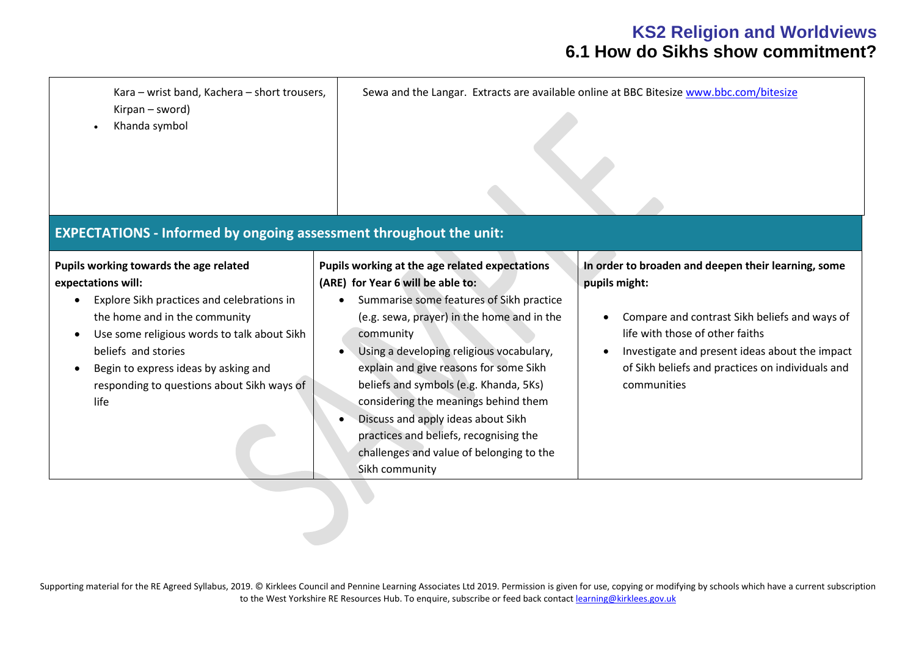| | |
|---|---|
| Kara – wrist band, Kachera – short trousers, Kirpan – sword)<br>• Khanda symbol | Sewa and the Langar. Extracts are available online at BBC Bitesize www.bbc.com/bitesize |

## EXPECTATIONS - Informed by ongoing assessment throughout the unit:

| **Pupils working towards the age related expectations will:** | **Pupils working at the age related expectations (ARE) for Year 6 will be able to:** | **In order to broaden and deepen their learning, some pupils might:** |
|---|---|---|
| • Explore Sikh practices and celebrations in the home and in the community<br>• Use some religious words to talk about Sikh beliefs and stories<br>• Begin to express ideas by asking and responding to questions about Sikh ways of life | • Summarise some features of Sikh practice (e.g. sewa, prayer) in the home and in the community<br>• Using a developing religious vocabulary, explain and give reasons for some Sikh beliefs and symbols (e.g. Khanda, 5Ks) considering the meanings behind them<br>• Discuss and apply ideas about Sikh practices and beliefs, recognising the challenges and value of belonging to the Sikh community | • Compare and contrast Sikh beliefs and ways of life with those of other faiths<br>• Investigate and present ideas about the impact of Sikh beliefs and practices on individuals and communities |

Supporting material for the RE Agreed Syllabus, 2019. © Kirklees Council and Pennine Learning Associates Ltd 2019. Permission is given for use, copying or modifying by schools which have a current subscription to the West Yorkshire RE Resources Hub. To enquire, subscribe or feed back contact learning@kirklees.gov.uk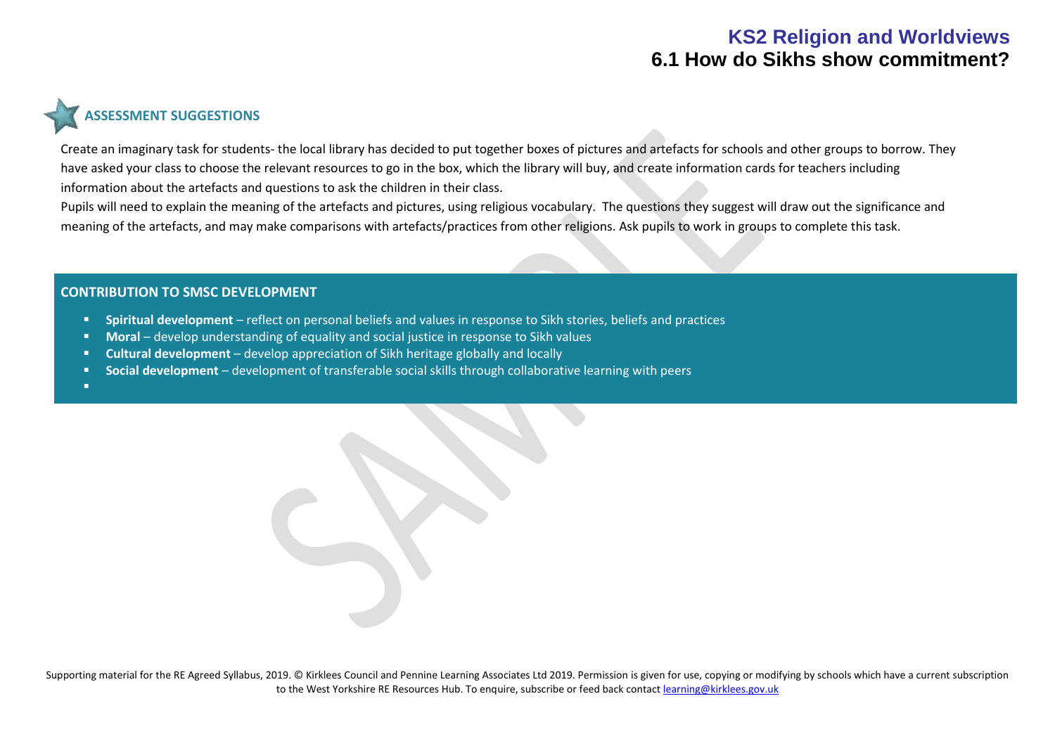## ASSESSMENT SUGGESTIONS

Create an imaginary task for students- the local library has decided to put together boxes of pictures and artefacts for schools and other groups to borrow. They have asked your class to choose the relevant resources to go in the box, which the library will buy, and create information cards for teachers including information about the artefacts and questions to ask the children in their class.

Pupils will need to explain the meaning of the artefacts and pictures, using religious vocabulary. The questions they suggest will draw out the significance and meaning of the artefacts, and may make comparisons with artefacts/practices from other religions. Ask pupils to work in groups to complete this task.

## CONTRIBUTION TO SMSC DEVELOPMENT

- **Spiritual development** – reflect on personal beliefs and values in response to Sikh stories, beliefs and practices
- **Moral** – develop understanding of equality and social justice in response to Sikh values
- **Cultural development** – develop appreciation of Sikh heritage globally and locally
- **Social development** – development of transferable social skills through collaborative learning with peers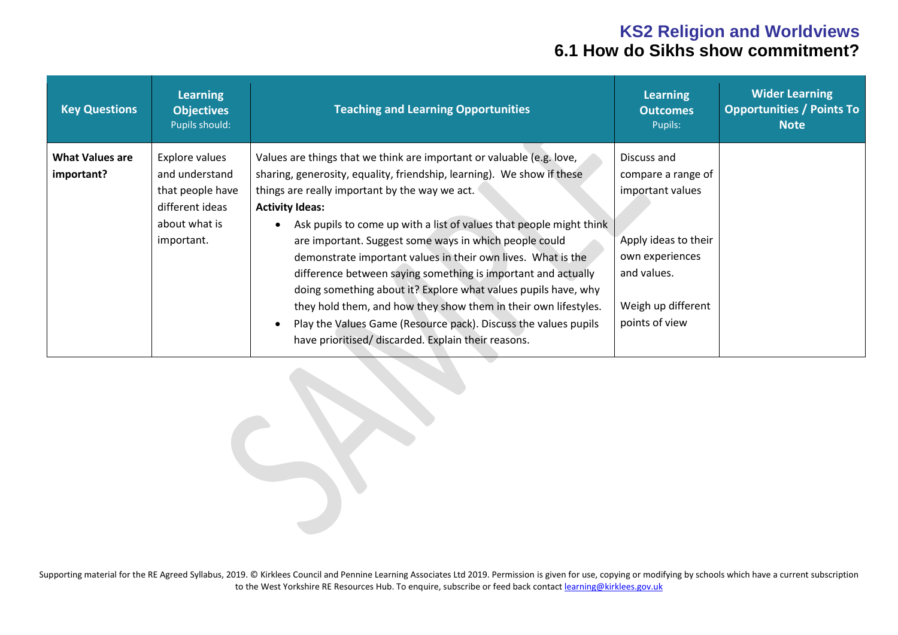# KS2 Religion and Worldviews
## 6.1 How do Sikhs show commitment?

| Key Questions | Learning Objectives<br>Pupils should: | Teaching and Learning Opportunities | Learning Outcomes<br>Pupils: | Wider Learning Opportunities / Points To Note |
|---|---|---|---|---|
| **What Values are important?** | Explore values and understand that people have different ideas about what is important. | Values are things that we think are important or valuable (e.g. love, sharing, generosity, equality, friendship, learning). We show if these things are really important by the way we act.<br>**Activity Ideas:**<br>• Ask pupils to come up with a list of values that people might think are important. Suggest some ways in which people could demonstrate important values in their own lives. What is the difference between saying something is important and actually doing something about it? Explore what values pupils have, why they hold them, and how they show them in their own lifestyles.<br>• Play the Values Game (Resource pack). Discuss the values pupils have prioritised/ discarded. Explain their reasons. | Discuss and compare a range of important values<br><br>Apply ideas to their own experiences and values.<br><br>Weigh up different points of view | |

Supporting material for the RE Agreed Syllabus, 2019. © Kirklees Council and Pennine Learning Associates Ltd 2019. Permission is given for use, copying or modifying by schools which have a current subscription to the West Yorkshire RE Resources Hub. To enquire, subscribe or feed back contact learning@kirklees.gov.uk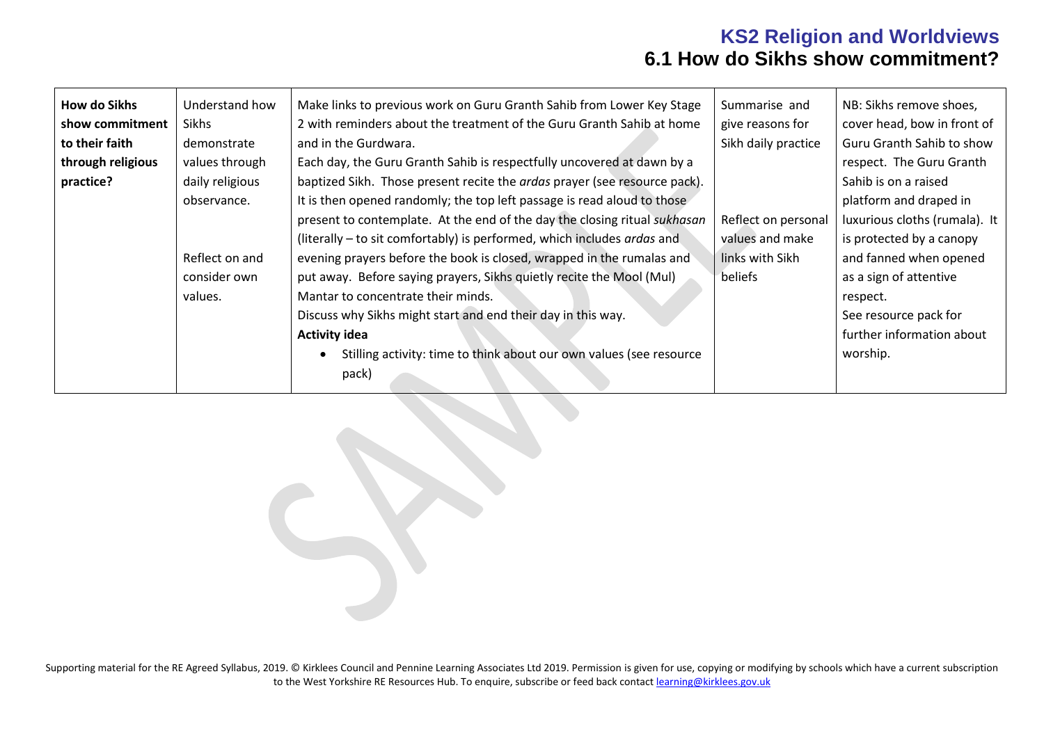| How do Sikhs show commitment to their faith through religious practice? | Understand how Sikhs demonstrate values through daily religious observance.<br><br>Reflect on and consider own values. | Make links to previous work on Guru Granth Sahib from Lower Key Stage 2 with reminders about the treatment of the Guru Granth Sahib at home and in the Gurdwara.<br>Each day, the Guru Granth Sahib is respectfully uncovered at dawn by a baptized Sikh. Those present recite the *ardas* prayer (see resource pack). It is then opened randomly; the top left passage is read aloud to those present to contemplate. At the end of the day the closing ritual *sukhasan* (literally – to sit comfortably) is performed, which includes *ardas* and evening prayers before the book is closed, wrapped in the rumalas and put away. Before saying prayers, Sikhs quietly recite the Mool (Mul) Mantar to concentrate their minds.<br>Discuss why Sikhs might start and end their day in this way.<br>**Activity idea**<br>• Stilling activity: time to think about our own values (see resource pack) | Summarise and give reasons for Sikh daily practice<br><br>Reflect on personal values and make links with Sikh beliefs | NB: Sikhs remove shoes, cover head, bow in front of Guru Granth Sahib to show respect. The Guru Granth Sahib is on a raised platform and draped in luxurious cloths (rumala). It is protected by a canopy and fanned when opened as a sign of attentive respect.<br>See resource pack for further information about worship. |
|---|---|---|---|---|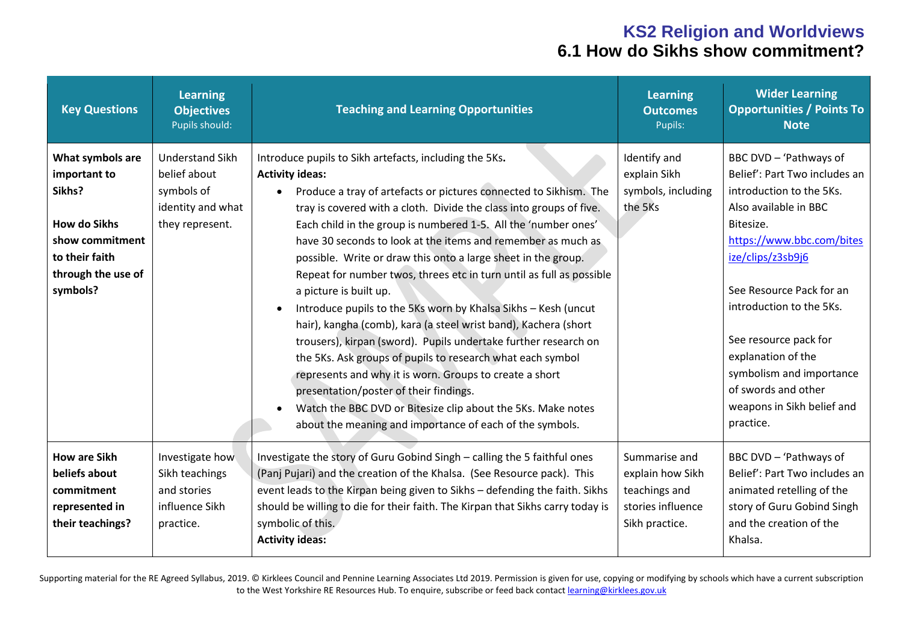# KS2 Religion and Worldviews
## 6.1 How do Sikhs show commitment?

| Key Questions | Learning Objectives Pupils should: | Teaching and Learning Opportunities | Learning Outcomes Pupils: | Wider Learning Opportunities / Points To Note |
|---|---|---|---|---|
| **What symbols are important to Sikhs?**<br><br>**How do Sikhs show commitment to their faith through the use of symbols?** | Understand Sikh belief about symbols of identity and what they represent. | Introduce pupils to Sikh artefacts, including the 5Ks.<br>**Activity ideas:**<br>• Produce a tray of artefacts or pictures connected to Sikhism. The tray is covered with a cloth. Divide the class into groups of five. Each child in the group is numbered 1-5. All the 'number ones' have 30 seconds to look at the items and remember as much as possible. Write or draw this onto a large sheet in the group. Repeat for number twos, threes etc in turn until as full as possible a picture is built up.<br>• Introduce pupils to the 5Ks worn by Khalsa Sikhs – Kesh (uncut hair), kangha (comb), kara (a steel wrist band), Kachera (short trousers), kirpan (sword). Pupils undertake further research on the 5Ks. Ask groups of pupils to research what each symbol represents and why it is worn. Groups to create a short presentation/poster of their findings.<br>• Watch the BBC DVD or Bitesize clip about the 5Ks. Make notes about the meaning and importance of each of the symbols. | Identify and explain Sikh symbols, including the 5Ks | BBC DVD – 'Pathways of Belief': Part Two includes an introduction to the 5Ks. Also available in BBC Bitesize. https://www.bbc.com/bitesize/clips/z3sb9j6<br><br>See Resource Pack for an introduction to the 5Ks.<br><br>See resource pack for explanation of the symbolism and importance of swords and other weapons in Sikh belief and practice. |
| **How are Sikh beliefs about commitment represented in their teachings?** | Investigate how Sikh teachings and stories influence Sikh practice. | Investigate the story of Guru Gobind Singh – calling the 5 faithful ones (Panj Pujari) and the creation of the Khalsa. (See Resource pack). This event leads to the Kirpan being given to Sikhs – defending the faith. Sikhs should be willing to die for their faith. The Kirpan that Sikhs carry today is symbolic of this.<br>**Activity ideas:** | Summarise and explain how Sikh teachings and stories influence Sikh practice. | BBC DVD – 'Pathways of Belief': Part Two includes an animated retelling of the story of Guru Gobind Singh and the creation of the Khalsa. |

Supporting material for the RE Agreed Syllabus, 2019. © Kirklees Council and Pennine Learning Associates Ltd 2019. Permission is given for use, copying or modifying by schools which have a current subscription to the West Yorkshire RE Resources Hub. To enquire, subscribe or feed back contact learning@kirklees.gov.uk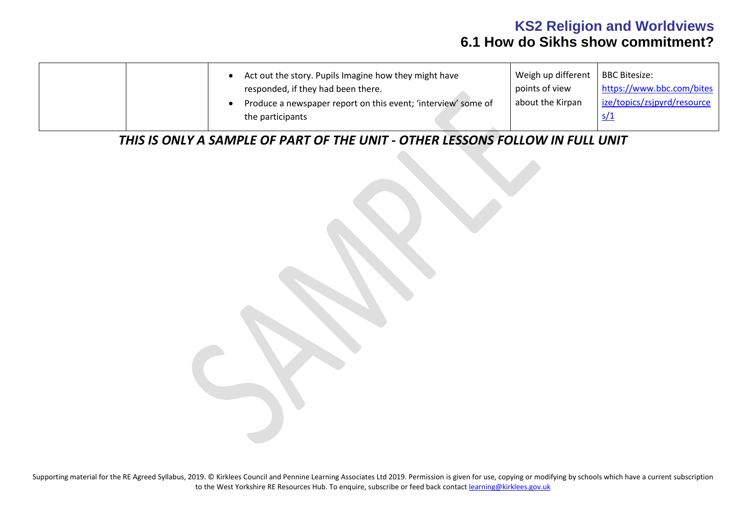| | | | | |
|---|---|---|---|---|
| | | • Act out the story. Pupils Imagine how they might have responded, if they had been there.<br>• Produce a newspaper report on this event; 'interview' some of the participants | Weigh up different points of view about the Kirpan | BBC Bitesize: https://www.bbc.com/bitesize/topics/zsjpyrd/resources/1 |

***THIS IS ONLY A SAMPLE OF PART OF THE UNIT - OTHER LESSONS FOLLOW IN FULL UNIT***

Supporting material for the RE Agreed Syllabus, 2019. © Kirklees Council and Pennine Learning Associates Ltd 2019. Permission is given for use, copying or modifying by schools which have a current subscription to the West Yorkshire RE Resources Hub. To enquire, subscribe or feed back contact learning@kirklees.gov.uk